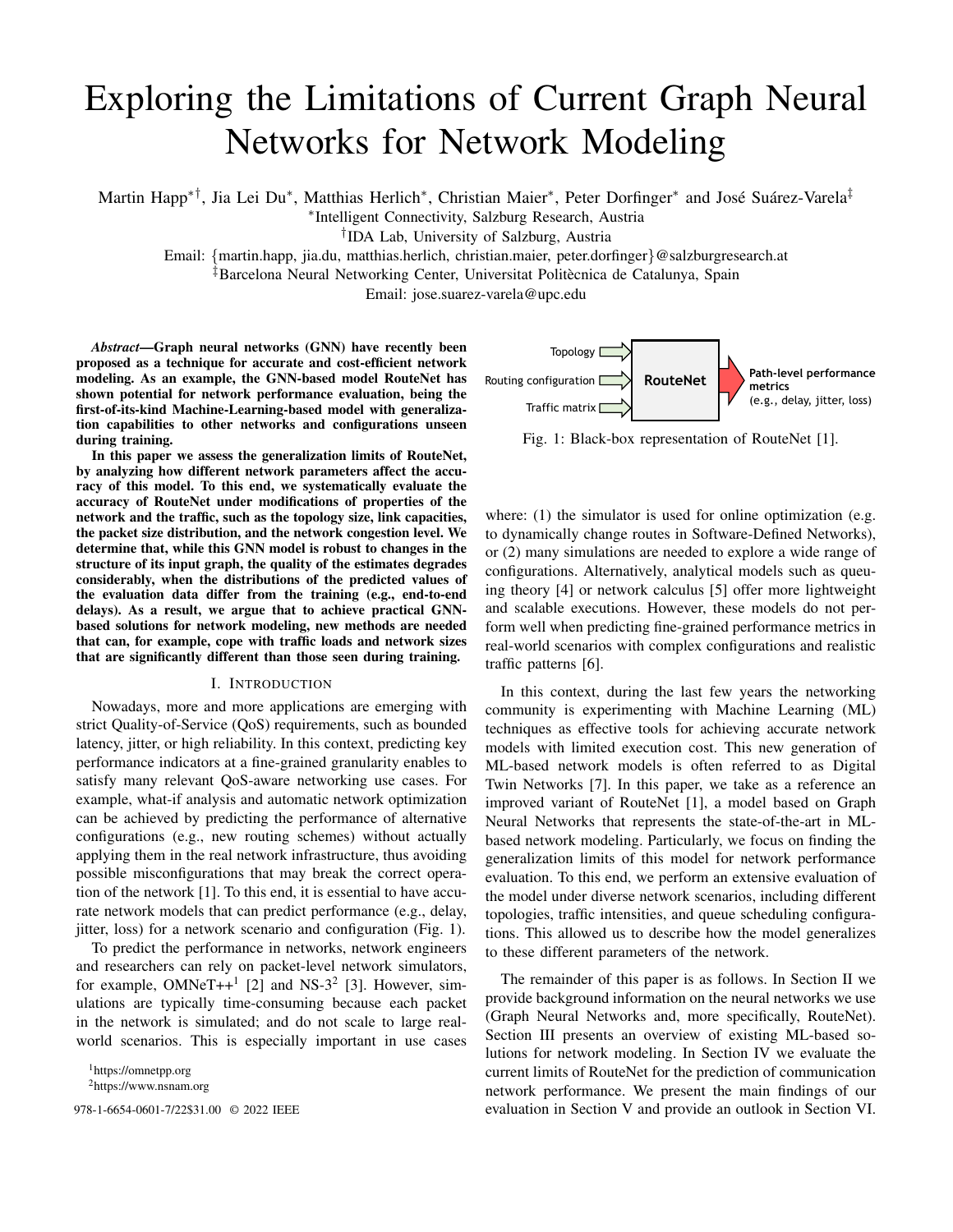# Exploring the Limitations of Current Graph Neural Networks for Network Modeling

Martin Happ*†, Jia Lei Du*, Matthias Herlich*, Christian Maier*, Peter Dorfinger* and José Suárez-Varela‡

*Intelligent Connectivity, Salzburg Research, Austria

†IDA Lab, University of Salzburg, Austria

Email: {martin.happ, jia.du, matthias.herlich, christian.maier, peter.dorfinger}@salzburgresearch.at

‡Barcelona Neural Networking Center, Universitat Politècnica de Catalunya, Spain

Email: jose.suarez-varela@upc.edu

***Abstract*—Graph neural networks (GNN) have recently been proposed as a technique for accurate and cost-efficient network modeling. As an example, the GNN-based model RouteNet has shown potential for network performance evaluation, being the first-of-its-kind Machine-Learning-based model with generalization capabilities to other networks and configurations unseen during training.**

**In this paper we assess the generalization limits of RouteNet, by analyzing how different network parameters affect the accuracy of this model. To this end, we systematically evaluate the accuracy of RouteNet under modifications of properties of the network and the traffic, such as the topology size, link capacities, the packet size distribution, and the network congestion level. We determine that, while this GNN model is robust to changes in the structure of its input graph, the quality of the estimates degrades considerably, when the distributions of the predicted values of the evaluation data differ from the training (e.g., end-to-end delays). As a result, we argue that to achieve practical GNN-based solutions for network modeling, new methods are needed that can, for example, cope with traffic loads and network sizes that are significantly different than those seen during training.**

## I. Introduction

Nowadays, more and more applications are emerging with strict Quality-of-Service (QoS) requirements, such as bounded latency, jitter, or high reliability. In this context, predicting key performance indicators at a fine-grained granularity enables to satisfy many relevant QoS-aware networking use cases. For example, what-if analysis and automatic network optimization can be achieved by predicting the performance of alternative configurations (e.g., new routing schemes) without actually applying them in the real network infrastructure, thus avoiding possible misconfigurations that may break the correct operation of the network [1]. To this end, it is essential to have accurate network models that can predict performance (e.g., delay, jitter, loss) for a network scenario and configuration (Fig. 1).

To predict the performance in networks, network engineers and researchers can rely on packet-level network simulators, for example, OMNeT++[1] [2] and NS-3[2] [3]. However, simulations are typically time-consuming because each packet in the network is simulated; and do not scale to large real-world scenarios. This is especially important in use cases where: (1) the simulator is used for online optimization (e.g. to dynamically change routes in Software-Defined Networks), or (2) many simulations are needed to explore a wide range of configurations. Alternatively, analytical models such as queuing theory [4] or network calculus [5] offer more lightweight and scalable executions. However, these models do not perform well when predicting fine-grained performance metrics in real-world scenarios with complex configurations and realistic traffic patterns [6].

Topology → Routing configuration → Traffic matrix → **RouteNet** → **Path-level performance metrics** (e.g., delay, jitter, loss)

Fig. 1: Black-box representation of RouteNet [1].

In this context, during the last few years the networking community is experimenting with Machine Learning (ML) techniques as effective tools for achieving accurate network models with limited execution cost. This new generation of ML-based network models is often referred to as Digital Twin Networks [7]. In this paper, we take as a reference an improved variant of RouteNet [1], a model based on Graph Neural Networks that represents the state-of-the-art in ML-based network modeling. Particularly, we focus on finding the generalization limits of this model for network performance evaluation. To this end, we perform an extensive evaluation of the model under diverse network scenarios, including different topologies, traffic intensities, and queue scheduling configurations. This allowed us to describe how the model generalizes to these different parameters of the network.

The remainder of this paper is as follows. In Section II we provide background information on the neural networks we use (Graph Neural Networks and, more specifically, RouteNet). Section III presents an overview of existing ML-based solutions for network modeling. In Section IV we evaluate the current limits of RouteNet for the prediction of communication network performance. We present the main findings of our evaluation in Section V and provide an outlook in Section VI.

[1] https://omnetpp.org

[2] https://www.nsnam.org

978-1-6654-0601-7/22$31.00 © 2022 IEEE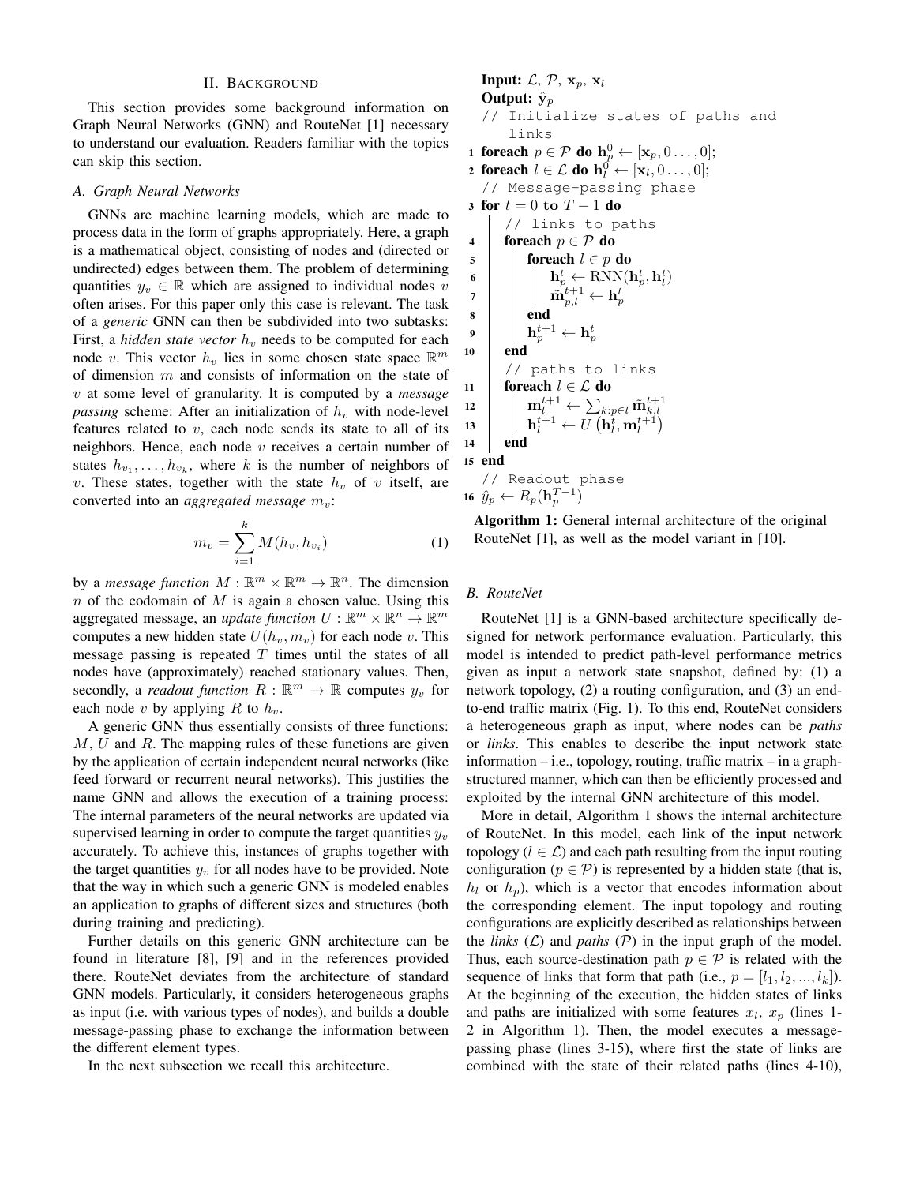## II. Background

This section provides some background information on Graph Neural Networks (GNN) and RouteNet [1] necessary to understand our evaluation. Readers familiar with the topics can skip this section.

### A. Graph Neural Networks

GNNs are machine learning models, which are made to process data in the form of graphs appropriately. Here, a graph is a mathematical object, consisting of nodes and (directed or undirected) edges between them. The problem of determining quantities $y_v \in \mathbb{R}$ which are assigned to individual nodes $v$ often arises. For this paper only this case is relevant. The task of a *generic* GNN can then be subdivided into two subtasks: First, a *hidden state vector* $h_v$ needs to be computed for each node $v$. This vector $h_v$ lies in some chosen state space $\mathbb{R}^m$ of dimension $m$ and consists of information on the state of $v$ at some level of granularity. It is computed by a *message passing* scheme: After an initialization of $h_v$ with node-level features related to $v$, each node sends its state to all of its neighbors. Hence, each node $v$ receives a certain number of states $h_{v_1}, \ldots, h_{v_k}$, where $k$ is the number of neighbors of $v$. These states, together with the state $h_v$ of $v$ itself, are converted into an *aggregated message* $m_v$:

$$m_v = \sum_{i=1}^{k} M(h_v, h_{v_i}) \tag{1}$$

by a *message function* $M : \mathbb{R}^m \times \mathbb{R}^m \to \mathbb{R}^n$. The dimension $n$ of the codomain of $M$ is again a chosen value. Using this aggregated message, an *update function* $U : \mathbb{R}^m \times \mathbb{R}^n \to \mathbb{R}^m$ computes a new hidden state $U(h_v, m_v)$ for each node $v$. This message passing is repeated $T$ times until the states of all nodes have (approximately) reached stationary values. Then, secondly, a *readout function* $R : \mathbb{R}^m \to \mathbb{R}$ computes $y_v$ for each node $v$ by applying $R$ to $h_v$.

A generic GNN thus essentially consists of three functions: $M$, $U$ and $R$. The mapping rules of these functions are given by the application of certain independent neural networks (like feed forward or recurrent neural networks). This justifies the name GNN and allows the execution of a training process: The internal parameters of the neural networks are updated via supervised learning in order to compute the target quantities $y_v$ accurately. To achieve this, instances of graphs together with the target quantities $y_v$ for all nodes have to be provided. Note that the way in which such a generic GNN is modeled enables an application to graphs of different sizes and structures (both during training and predicting).

Further details on this generic GNN architecture can be found in literature [8], [9] and in the references provided there. RouteNet deviates from the architecture of standard GNN models. Particularly, it considers heterogeneous graphs as input (i.e. with various types of nodes), and builds a double message-passing phase to exchange the information between the different element types.

In the next subsection we recall this architecture.

```
Input: 𝓛, 𝓟, x_p, x_l
Output: ŷ_p
   // Initialize states of paths and links
1  foreach p ∈ 𝓟 do h_p^0 ← [x_p, 0 ..., 0];
2  foreach l ∈ 𝓛 do h_l^0 ← [x_l, 0 ..., 0];
   // Message-passing phase
3  for t = 0 to T − 1 do
       // links to paths
4      foreach p ∈ 𝓟 do
5          foreach l ∈ p do
6              h_p^t ← RNN(h_p^t, h_l^t)
7              m̃_{p,l}^{t+1} ← h_p^t
8          end
9          h_p^{t+1} ← h_p^t
10     end
       // paths to links
11     foreach l ∈ 𝓛 do
12         m_l^{t+1} ← Σ_{k:p∈l} m̃_{k,l}^{t+1}
13         h_l^{t+1} ← U(h_l^t, m_l^{t+1})
14     end
15 end
   // Readout phase
16 ŷ_p ← R_p(h_p^{T−1})
```

**Algorithm 1:** General internal architecture of the original RouteNet [1], as well as the model variant in [10].

### B. RouteNet

RouteNet [1] is a GNN-based architecture specifically designed for network performance evaluation. Particularly, this model is intended to predict path-level performance metrics given as input a network state snapshot, defined by: (1) a network topology, (2) a routing configuration, and (3) an end-to-end traffic matrix (Fig. 1). To this end, RouteNet considers a heterogeneous graph as input, where nodes can be *paths* or *links*. This enables to describe the input network state information – i.e., topology, routing, traffic matrix – in a graph-structured manner, which can then be efficiently processed and exploited by the internal GNN architecture of this model.

More in detail, Algorithm 1 shows the internal architecture of RouteNet. In this model, each link of the input network topology ($l \in \mathcal{L}$) and each path resulting from the input routing configuration ($p \in \mathcal{P}$) is represented by a hidden state (that is, $h_l$ or $h_p$), which is a vector that encodes information about the corresponding element. The input topology and routing configurations are explicitly described as relationships between the *links* ($\mathcal{L}$) and *paths* ($\mathcal{P}$) in the input graph of the model. Thus, each source-destination path $p \in \mathcal{P}$ is related with the sequence of links that form that path (i.e., $p = [l_1, l_2, ..., l_k]$). At the beginning of the execution, the hidden states of links and paths are initialized with some features $x_l$, $x_p$ (lines 1-2 in Algorithm 1). Then, the model executes a message-passing phase (lines 3-15), where first the state of links are combined with the state of their related paths (lines 4-10),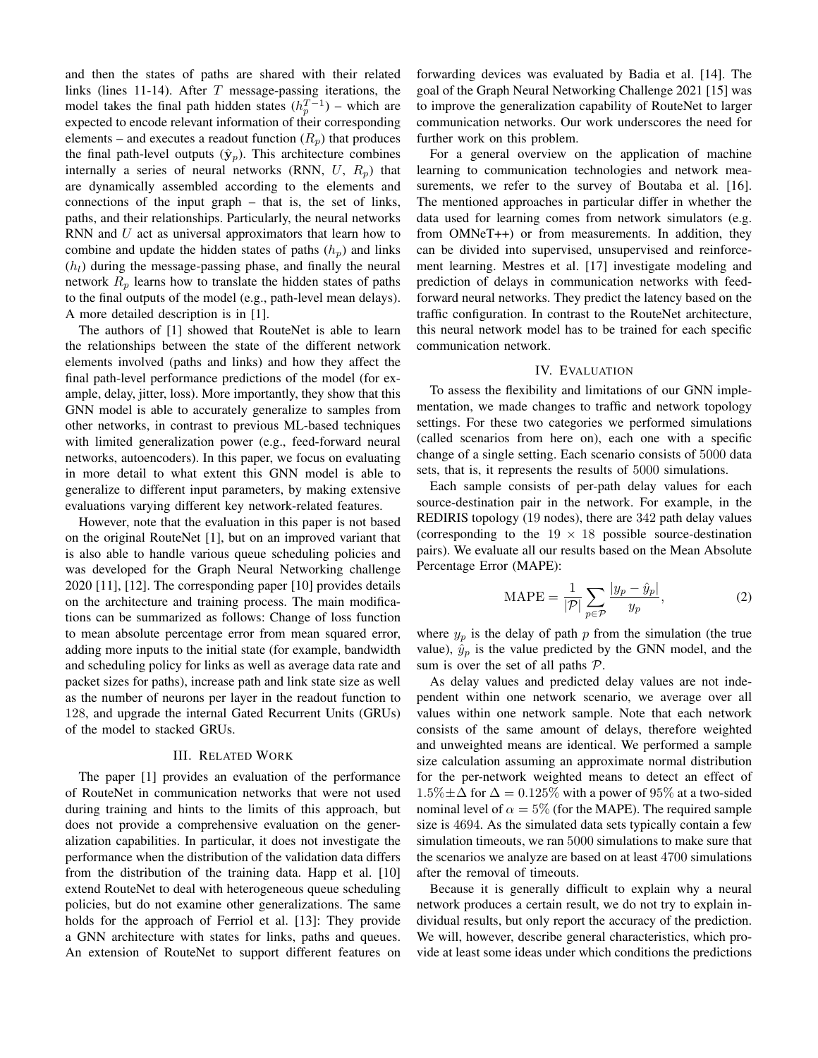and then the states of paths are shared with their related links (lines 11-14). After $T$ message-passing iterations, the model takes the final path hidden states ($h_p^{T-1}$) – which are expected to encode relevant information of their corresponding elements – and executes a readout function ($R_p$) that produces the final path-level outputs ($\hat{\mathbf{y}}_p$). This architecture combines internally a series of neural networks (RNN, $U$, $R_p$) that are dynamically assembled according to the elements and connections of the input graph – that is, the set of links, paths, and their relationships. Particularly, the neural networks RNN and $U$ act as universal approximators that learn how to combine and update the hidden states of paths ($h_p$) and links ($h_l$) during the message-passing phase, and finally the neural network $R_p$ learns how to translate the hidden states of paths to the final outputs of the model (e.g., path-level mean delays). A more detailed description is in [1].

The authors of [1] showed that RouteNet is able to learn the relationships between the state of the different network elements involved (paths and links) and how they affect the final path-level performance predictions of the model (for example, delay, jitter, loss). More importantly, they show that this GNN model is able to accurately generalize to samples from other networks, in contrast to previous ML-based techniques with limited generalization power (e.g., feed-forward neural networks, autoencoders). In this paper, we focus on evaluating in more detail to what extent this GNN model is able to generalize to different input parameters, by making extensive evaluations varying different key network-related features.

However, note that the evaluation in this paper is not based on the original RouteNet [1], but on an improved variant that is also able to handle various queue scheduling policies and was developed for the Graph Neural Networking challenge 2020 [11], [12]. The corresponding paper [10] provides details on the architecture and training process. The main modifications can be summarized as follows: Change of loss function to mean absolute percentage error from mean squared error, adding more inputs to the initial state (for example, bandwidth and scheduling policy for links as well as average data rate and packet sizes for paths), increase path and link state size as well as the number of neurons per layer in the readout function to 128, and upgrade the internal Gated Recurrent Units (GRUs) of the model to stacked GRUs.

## III. Related Work

The paper [1] provides an evaluation of the performance of RouteNet in communication networks that were not used during training and hints to the limits of this approach, but does not provide a comprehensive evaluation on the generalization capabilities. In particular, it does not investigate the performance when the distribution of the validation data differs from the distribution of the training data. Happ et al. [10] extend RouteNet to deal with heterogeneous queue scheduling policies, but do not examine other generalizations. The same holds for the approach of Ferriol et al. [13]: They provide a GNN architecture with states for links, paths and queues. An extension of RouteNet to support different features on forwarding devices was evaluated by Badia et al. [14]. The goal of the Graph Neural Networking Challenge 2021 [15] was to improve the generalization capability of RouteNet to larger communication networks. Our work underscores the need for further work on this problem.

For a general overview on the application of machine learning to communication technologies and network measurements, we refer to the survey of Boutaba et al. [16]. The mentioned approaches in particular differ in whether the data used for learning comes from network simulators (e.g. from OMNeT++) or from measurements. In addition, they can be divided into supervised, unsupervised and reinforcement learning. Mestres et al. [17] investigate modeling and prediction of delays in communication networks with feed-forward neural networks. They predict the latency based on the traffic configuration. In contrast to the RouteNet architecture, this neural network model has to be trained for each specific communication network.

## IV. Evaluation

To assess the flexibility and limitations of our GNN implementation, we made changes to traffic and network topology settings. For these two categories we performed simulations (called scenarios from here on), each one with a specific change of a single setting. Each scenario consists of $5000$ data sets, that is, it represents the results of $5000$ simulations.

Each sample consists of per-path delay values for each source-destination pair in the network. For example, in the REDIRIS topology (19 nodes), there are $342$ path delay values (corresponding to the $19 \times 18$ possible source-destination pairs). We evaluate all our results based on the Mean Absolute Percentage Error (MAPE):

$$\mathrm{MAPE} = \frac{1}{|\mathcal{P}|} \sum_{p \in \mathcal{P}} \frac{|y_p - \hat{y}_p|}{y_p}, \tag{2}$$

where $y_p$ is the delay of path $p$ from the simulation (the true value), $\hat{y}_p$ is the value predicted by the GNN model, and the sum is over the set of all paths $\mathcal{P}$.

As delay values and predicted delay values are not independent within one network scenario, we average over all values within one network sample. Note that each network consists of the same amount of delays, therefore weighted and unweighted means are identical. We performed a sample size calculation assuming an approximate normal distribution for the per-network weighted means to detect an effect of $1.5\% \pm \Delta$ for $\Delta = 0.125\%$ with a power of $95\%$ at a two-sided nominal level of $\alpha = 5\%$ (for the MAPE). The required sample size is $4694$. As the simulated data sets typically contain a few simulation timeouts, we ran $5000$ simulations to make sure that the scenarios we analyze are based on at least $4700$ simulations after the removal of timeouts.

Because it is generally difficult to explain why a neural network produces a certain result, we do not try to explain individual results, but only report the accuracy of the prediction. We will, however, describe general characteristics, which provide at least some ideas under which conditions the predictions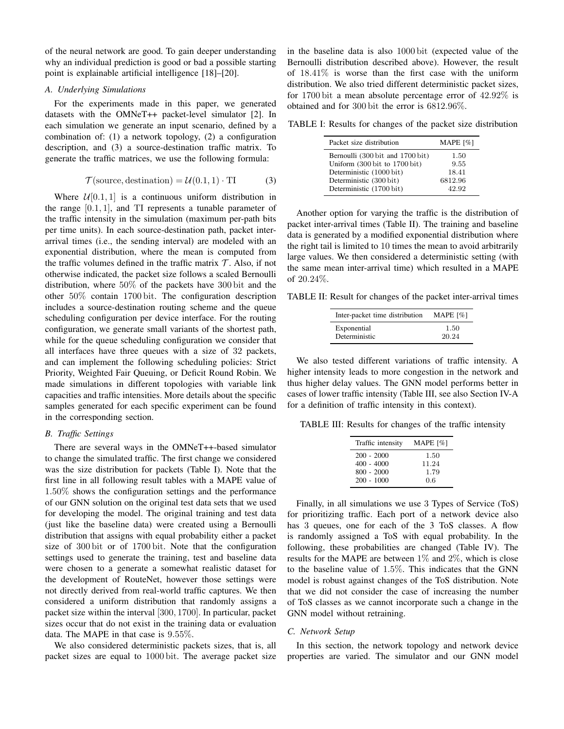of the neural network are good. To gain deeper understanding why an individual prediction is good or bad a possible starting point is explainable artificial intelligence [18]–[20].

### A. Underlying Simulations

For the experiments made in this paper, we generated datasets with the OMNeT++ packet-level simulator [2]. In each simulation we generate an input scenario, defined by a combination of: (1) a network topology, (2) a configuration description, and (3) a source-destination traffic matrix. To generate the traffic matrices, we use the following formula:

$$\mathcal{T}(\text{source}, \text{destination}) = \mathcal{U}(0.1, 1) \cdot \text{TI} \tag{3}$$

Where $\mathcal{U}[0.1, 1]$ is a continuous uniform distribution in the range $[0.1, 1]$, and TI represents a tunable parameter of the traffic intensity in the simulation (maximum per-path bits per time units). In each source-destination path, packet inter-arrival times (i.e., the sending interval) are modeled with an exponential distribution, where the mean is computed from the traffic volumes defined in the traffic matrix $\mathcal{T}$. Also, if not otherwise indicated, the packet size follows a scaled Bernoulli distribution, where 50% of the packets have 300 bit and the other 50% contain 1700 bit. The configuration description includes a source-destination routing scheme and the queue scheduling configuration per device interface. For the routing configuration, we generate small variants of the shortest path, while for the queue scheduling configuration we consider that all interfaces have three queues with a size of 32 packets, and can implement the following scheduling policies: Strict Priority, Weighted Fair Queuing, or Deficit Round Robin. We made simulations in different topologies with variable link capacities and traffic intensities. More details about the specific samples generated for each specific experiment can be found in the corresponding section.

### B. Traffic Settings

There are several ways in the OMNeT++-based simulator to change the simulated traffic. The first change we considered was the size distribution for packets (Table I). Note that the first line in all following result tables with a MAPE value of 1.50% shows the configuration settings and the performance of our GNN solution on the original test data sets that we used for developing the model. The original training and test data (just like the baseline data) were created using a Bernoulli distribution that assigns with equal probability either a packet size of 300 bit or of 1700 bit. Note that the configuration settings used to generate the training, test and baseline data were chosen to a generate a somewhat realistic dataset for the development of RouteNet, however those settings were not directly derived from real-world traffic captures. We then considered a uniform distribution that randomly assigns a packet size within the interval $[300, 1700]$. In particular, packet sizes occur that do not exist in the training data or evaluation data. The MAPE in that case is 9.55%.

We also considered deterministic packets sizes, that is, all packet sizes are equal to 1000 bit. The average packet size in the baseline data is also 1000 bit (expected value of the Bernoulli distribution described above). However, the result of 18.41% is worse than the first case with the uniform distribution. We also tried different deterministic packet sizes, for 1700 bit a mean absolute percentage error of 42.92% is obtained and for 300 bit the error is 6812.96%.

TABLE I: Results for changes of the packet size distribution

| Packet size distribution | MAPE [%] |
|---|---|
| Bernoulli (300 bit and 1700 bit) | 1.50 |
| Uniform (300 bit to 1700 bit) | 9.55 |
| Deterministic (1000 bit) | 18.41 |
| Deterministic (300 bit) | 6812.96 |
| Deterministic (1700 bit) | 42.92 |

Another option for varying the traffic is the distribution of packet inter-arrival times (Table II). The training and baseline data is generated by a modified exponential distribution where the right tail is limited to 10 times the mean to avoid arbitrarily large values. We then considered a deterministic setting (with the same mean inter-arrival time) which resulted in a MAPE of 20.24%.

TABLE II: Result for changes of the packet inter-arrival times

| Inter-packet time distribution | MAPE [%] |
|---|---|
| Exponential | 1.50 |
| Deterministic | 20.24 |

We also tested different variations of traffic intensity. A higher intensity leads to more congestion in the network and thus higher delay values. The GNN model performs better in cases of lower traffic intensity (Table III, see also Section IV-A for a definition of traffic intensity in this context).

TABLE III: Results for changes of the traffic intensity

| Traffic intensity | MAPE [%] |
|---|---|
| 200 - 2000 | 1.50 |
| 400 - 4000 | 11.24 |
| 800 - 2000 | 1.79 |
| 200 - 1000 | 0.6 |

Finally, in all simulations we use 3 Types of Service (ToS) for prioritizing traffic. Each port of a network device also has 3 queues, one for each of the 3 ToS classes. A flow is randomly assigned a ToS with equal probability. In the following, these probabilities are changed (Table IV). The results for the MAPE are between 1% and 2%, which is close to the baseline value of 1.5%. This indicates that the GNN model is robust against changes of the ToS distribution. Note that we did not consider the case of increasing the number of ToS classes as we cannot incorporate such a change in the GNN model without retraining.

### C. Network Setup

In this section, the network topology and network device properties are varied. The simulator and our GNN model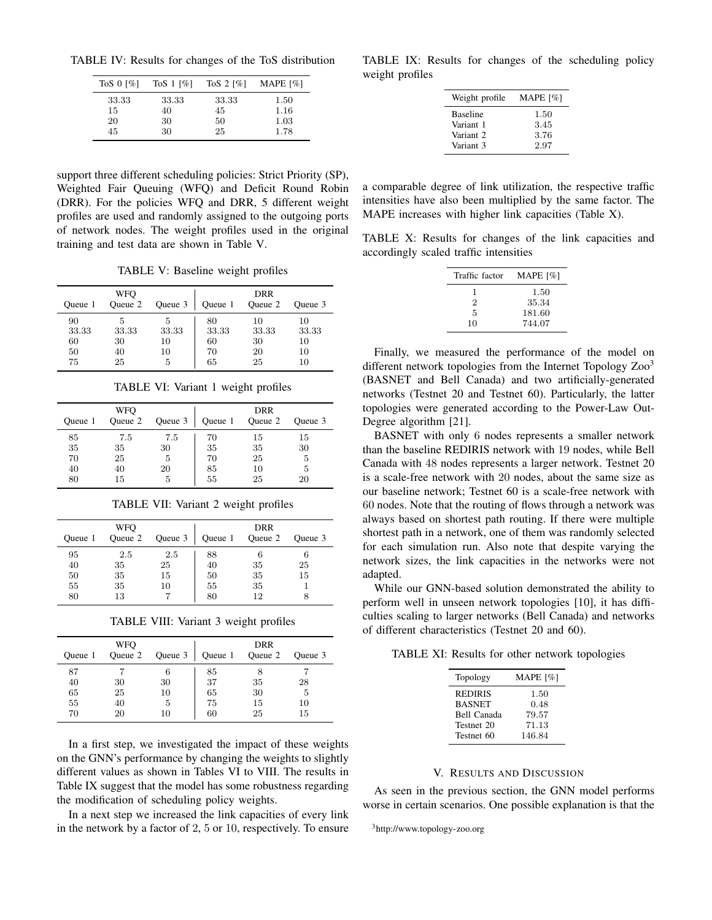TABLE IV: Results for changes of the ToS distribution

| ToS 0 [%] | ToS 1 [%] | ToS 2 [%] | MAPE [%] |
|---|---|---|---|
| 33.33 | 33.33 | 33.33 | 1.50 |
| 15 | 40 | 45 | 1.16 |
| 20 | 30 | 50 | 1.03 |
| 45 | 30 | 25 | 1.78 |

support three different scheduling policies: Strict Priority (SP), Weighted Fair Queuing (WFQ) and Deficit Round Robin (DRR). For the policies WFQ and DRR, 5 different weight profiles are used and randomly assigned to the outgoing ports of network nodes. The weight profiles used in the original training and test data are shown in Table V.

TABLE V: Baseline weight profiles

| WFQ | | | DRR | | |
|---|---|---|---|---|---|
| Queue 1 | Queue 2 | Queue 3 | Queue 1 | Queue 2 | Queue 3 |
| 90 | 5 | 5 | 80 | 10 | 10 |
| 33.33 | 33.33 | 33.33 | 33.33 | 33.33 | 33.33 |
| 60 | 30 | 10 | 60 | 30 | 10 |
| 50 | 40 | 10 | 70 | 20 | 10 |
| 75 | 25 | 5 | 65 | 25 | 10 |

TABLE VI: Variant 1 weight profiles

| WFQ | | | DRR | | |
|---|---|---|---|---|---|
| Queue 1 | Queue 2 | Queue 3 | Queue 1 | Queue 2 | Queue 3 |
| 85 | 7.5 | 7.5 | 70 | 15 | 15 |
| 35 | 35 | 30 | 35 | 35 | 30 |
| 70 | 25 | 5 | 70 | 25 | 5 |
| 40 | 40 | 20 | 85 | 10 | 5 |
| 80 | 15 | 5 | 55 | 25 | 20 |

TABLE VII: Variant 2 weight profiles

| WFQ | | | DRR | | |
|---|---|---|---|---|---|
| Queue 1 | Queue 2 | Queue 3 | Queue 1 | Queue 2 | Queue 3 |
| 95 | 2.5 | 2.5 | 88 | 6 | 6 |
| 40 | 35 | 25 | 40 | 35 | 25 |
| 50 | 35 | 15 | 50 | 35 | 15 |
| 55 | 35 | 10 | 55 | 35 | 1 |
| 80 | 13 | 7 | 80 | 12 | 8 |

TABLE VIII: Variant 3 weight profiles

| WFQ | | | DRR | | |
|---|---|---|---|---|---|
| Queue 1 | Queue 2 | Queue 3 | Queue 1 | Queue 2 | Queue 3 |
| 87 | 7 | 6 | 85 | 8 | 7 |
| 40 | 30 | 30 | 37 | 35 | 28 |
| 65 | 25 | 10 | 65 | 30 | 5 |
| 55 | 40 | 5 | 75 | 15 | 10 |
| 70 | 20 | 10 | 60 | 25 | 15 |

In a first step, we investigated the impact of these weights on the GNN's performance by changing the weights to slightly different values as shown in Tables VI to VIII. The results in Table IX suggest that the model has some robustness regarding the modification of scheduling policy weights.

In a next step we increased the link capacities of every link in the network by a factor of 2, 5 or 10, respectively. To ensure a comparable degree of link utilization, the respective traffic intensities have also been multiplied by the same factor. The MAPE increases with higher link capacities (Table X).

TABLE IX: Results for changes of the scheduling policy weight profiles

| Weight profile | MAPE [%] |
|---|---|
| Baseline | 1.50 |
| Variant 1 | 3.45 |
| Variant 2 | 3.76 |
| Variant 3 | 2.97 |

TABLE X: Results for changes of the link capacities and accordingly scaled traffic intensities

| Traffic factor | MAPE [%] |
|---|---|
| 1 | 1.50 |
| 2 | 35.34 |
| 5 | 181.60 |
| 10 | 744.07 |

Finally, we measured the performance of the model on different network topologies from the Internet Topology Zoo[3] (BASNET and Bell Canada) and two artificially-generated networks (Testnet 20 and Testnet 60). Particularly, the latter topologies were generated according to the Power-Law Out-Degree algorithm [21].

BASNET with only 6 nodes represents a smaller network than the baseline REDIRIS network with 19 nodes, while Bell Canada with 48 nodes represents a larger network. Testnet 20 is a scale-free network with 20 nodes, about the same size as our baseline network; Testnet 60 is a scale-free network with 60 nodes. Note that the routing of flows through a network was always based on shortest path routing. If there were multiple shortest path in a network, one of them was randomly selected for each simulation run. Also note that despite varying the network sizes, the link capacities in the networks were not adapted.

While our GNN-based solution demonstrated the ability to perform well in unseen network topologies [10], it has difficulties scaling to larger networks (Bell Canada) and networks of different characteristics (Testnet 20 and 60).

TABLE XI: Results for other network topologies

| Topology | MAPE [%] |
|---|---|
| REDIRIS | 1.50 |
| BASNET | 0.48 |
| Bell Canada | 79.57 |
| Testnet 20 | 71.13 |
| Testnet 60 | 146.84 |

## V. Results and Discussion

As seen in the previous section, the GNN model performs worse in certain scenarios. One possible explanation is that the

[3] http://www.topology-zoo.org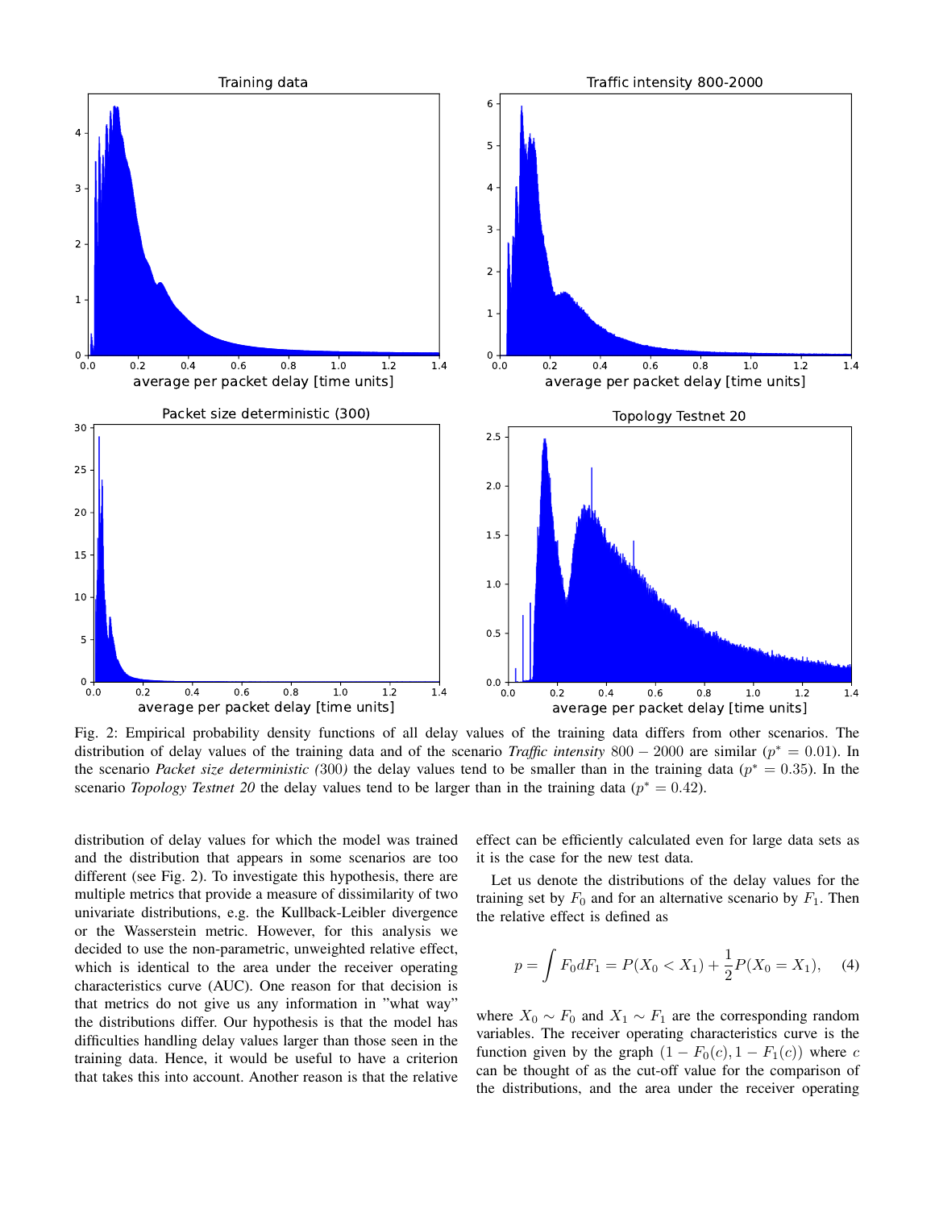Fig. 2: Empirical probability density functions of all delay values of the training data differs from other scenarios. The distribution of delay values of the training data and of the scenario *Traffic intensity* $800 - 2000$ are similar ($p^* = 0.01$). In the scenario *Packet size deterministic (*300*)* the delay values tend to be smaller than in the training data ($p^* = 0.35$). In the scenario *Topology Testnet 20* the delay values tend to be larger than in the training data ($p^* = 0.42$).

distribution of delay values for which the model was trained and the distribution that appears in some scenarios are too different (see Fig. 2). To investigate this hypothesis, there are multiple metrics that provide a measure of dissimilarity of two univariate distributions, e.g. the Kullback-Leibler divergence or the Wasserstein metric. However, for this analysis we decided to use the non-parametric, unweighted relative effect, which is identical to the area under the receiver operating characteristics curve (AUC). One reason for that decision is that metrics do not give us any information in "what way" the distributions differ. Our hypothesis is that the model has difficulties handling delay values larger than those seen in the training data. Hence, it would be useful to have a criterion that takes this into account. Another reason is that the relative effect can be efficiently calculated even for large data sets as it is the case for the new test data.

Let us denote the distributions of the delay values for the training set by $F_0$ and for an alternative scenario by $F_1$. Then the relative effect is defined as

$$p = \int F_0 dF_1 = P(X_0 < X_1) + \frac{1}{2}P(X_0 = X_1), \quad (4)$$

where $X_0 \sim F_0$ and $X_1 \sim F_1$ are the corresponding random variables. The receiver operating characteristics curve is the function given by the graph $(1 - F_0(c), 1 - F_1(c))$ where $c$ can be thought of as the cut-off value for the comparison of the distributions, and the area under the receiver operating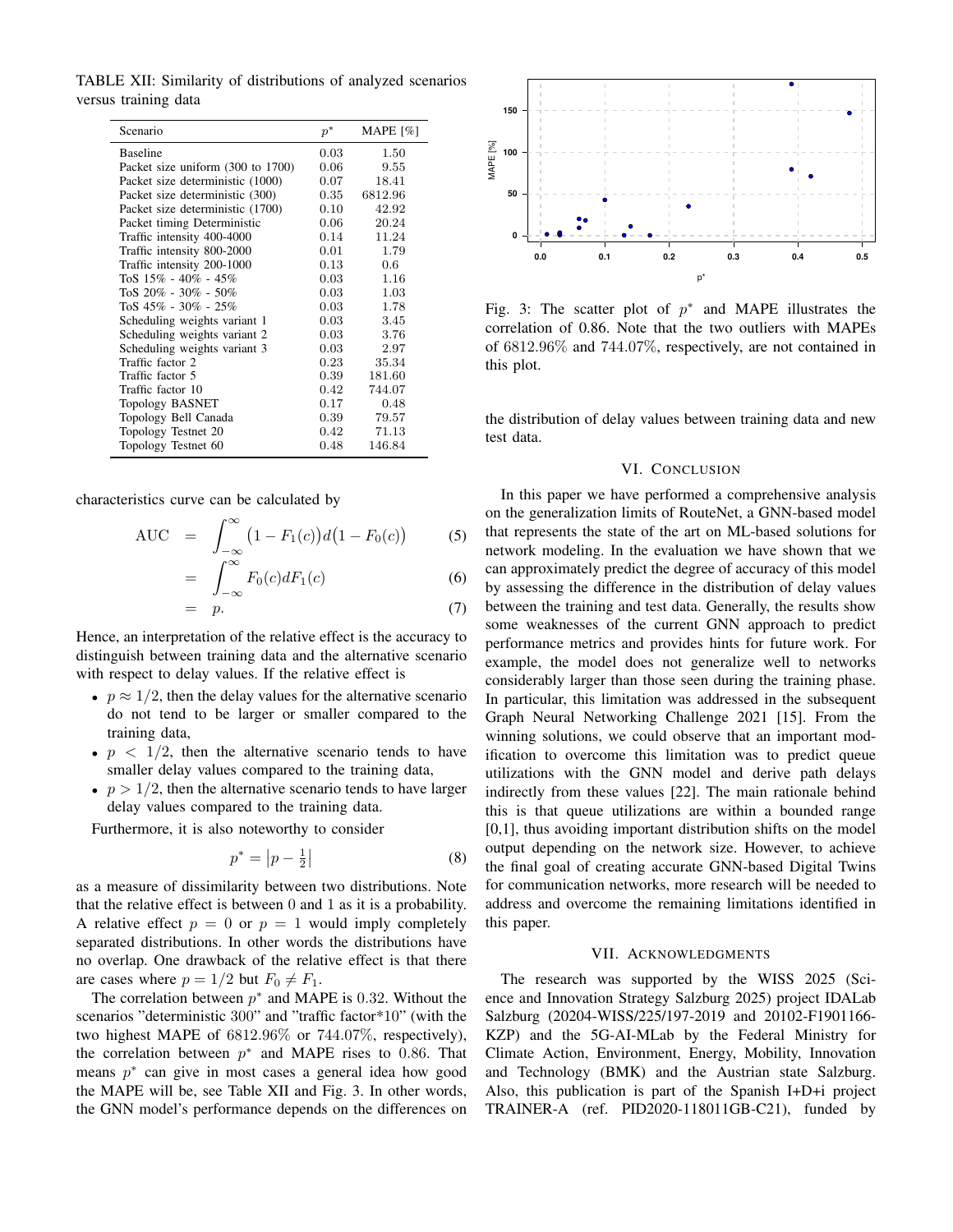TABLE XII: Similarity of distributions of analyzed scenarios versus training data

| Scenario | $p^*$ | MAPE [%] |
|---|---|---|
| Baseline | 0.03 | 1.50 |
| Packet size uniform (300 to 1700) | 0.06 | 9.55 |
| Packet size deterministic (1000) | 0.07 | 18.41 |
| Packet size deterministic (300) | 0.35 | 6812.96 |
| Packet size deterministic (1700) | 0.10 | 42.92 |
| Packet timing Deterministic | 0.06 | 20.24 |
| Traffic intensity 400-4000 | 0.14 | 11.24 |
| Traffic intensity 800-2000 | 0.01 | 1.79 |
| Traffic intensity 200-1000 | 0.13 | 0.6 |
| ToS 15% - 40% - 45% | 0.03 | 1.16 |
| ToS 20% - 30% - 50% | 0.03 | 1.03 |
| ToS 45% - 30% - 25% | 0.03 | 1.78 |
| Scheduling weights variant 1 | 0.03 | 3.45 |
| Scheduling weights variant 2 | 0.03 | 3.76 |
| Scheduling weights variant 3 | 0.03 | 2.97 |
| Traffic factor 2 | 0.23 | 35.34 |
| Traffic factor 5 | 0.39 | 181.60 |
| Traffic factor 10 | 0.42 | 744.07 |
| Topology BASNET | 0.17 | 0.48 |
| Topology Bell Canada | 0.39 | 79.57 |
| Topology Testnet 20 | 0.42 | 71.13 |
| Topology Testnet 60 | 0.48 | 146.84 |

characteristics curve can be calculated by

$$\begin{aligned} \text{AUC} &= \int_{-\infty}^{\infty} \big(1 - F_1(c)\big) d\big(1 - F_0(c)\big) && (5) \\ &= \int_{-\infty}^{\infty} F_0(c) dF_1(c) && (6) \\ &= p. && (7) \end{aligned}$$

Hence, an interpretation of the relative effect is the accuracy to distinguish between training data and the alternative scenario with respect to delay values. If the relative effect is

- $p \approx 1/2$, then the delay values for the alternative scenario do not tend to be larger or smaller compared to the training data,
- $p < 1/2$, then the alternative scenario tends to have smaller delay values compared to the training data,
- $p > 1/2$, then the alternative scenario tends to have larger delay values compared to the training data.

Furthermore, it is also noteworthy to consider

$$p^* = \left|p - \tfrac{1}{2}\right| \qquad (8)$$

as a measure of dissimilarity between two distributions. Note that the relative effect is between 0 and 1 as it is a probability. A relative effect $p = 0$ or $p = 1$ would imply completely separated distributions. In other words the distributions have no overlap. One drawback of the relative effect is that there are cases where $p = 1/2$ but $F_0 \neq F_1$.

The correlation between $p^*$ and MAPE is 0.32. Without the scenarios "deterministic 300" and "traffic factor*10" (with the two highest MAPE of 6812.96% or 744.07%, respectively), the correlation between $p^*$ and MAPE rises to 0.86. That means $p^*$ can give in most cases a general idea how good the MAPE will be, see Table XII and Fig. 3. In other words, the GNN model's performance depends on the differences on the distribution of delay values between training data and new test data.

Fig. 3: The scatter plot of $p^*$ and MAPE illustrates the correlation of 0.86. Note that the two outliers with MAPEs of 6812.96% and 744.07%, respectively, are not contained in this plot.

## VI. Conclusion

In this paper we have performed a comprehensive analysis on the generalization limits of RouteNet, a GNN-based model that represents the state of the art on ML-based solutions for network modeling. In the evaluation we have shown that we can approximately predict the degree of accuracy of this model by assessing the difference in the distribution of delay values between the training and test data. Generally, the results show some weaknesses of the current GNN approach to predict performance metrics and provides hints for future work. For example, the model does not generalize well to networks considerably larger than those seen during the training phase. In particular, this limitation was addressed in the subsequent Graph Neural Networking Challenge 2021 [15]. From the winning solutions, we could observe that an important modification to overcome this limitation was to predict queue utilizations with the GNN model and derive path delays indirectly from these values [22]. The main rationale behind this is that queue utilizations are within a bounded range [0,1], thus avoiding important distribution shifts on the model output depending on the network size. However, to achieve the final goal of creating accurate GNN-based Digital Twins for communication networks, more research will be needed to address and overcome the remaining limitations identified in this paper.

## VII. Acknowledgments

The research was supported by the WISS 2025 (Science and Innovation Strategy Salzburg 2025) project IDALab Salzburg (20204-WISS/225/197-2019 and 20102-F1901166-KZP) and the 5G-AI-MLab by the Federal Ministry for Climate Action, Environment, Energy, Mobility, Innovation and Technology (BMK) and the Austrian state Salzburg. Also, this publication is part of the Spanish I+D+i project TRAINER-A (ref. PID2020-118011GB-C21), funded by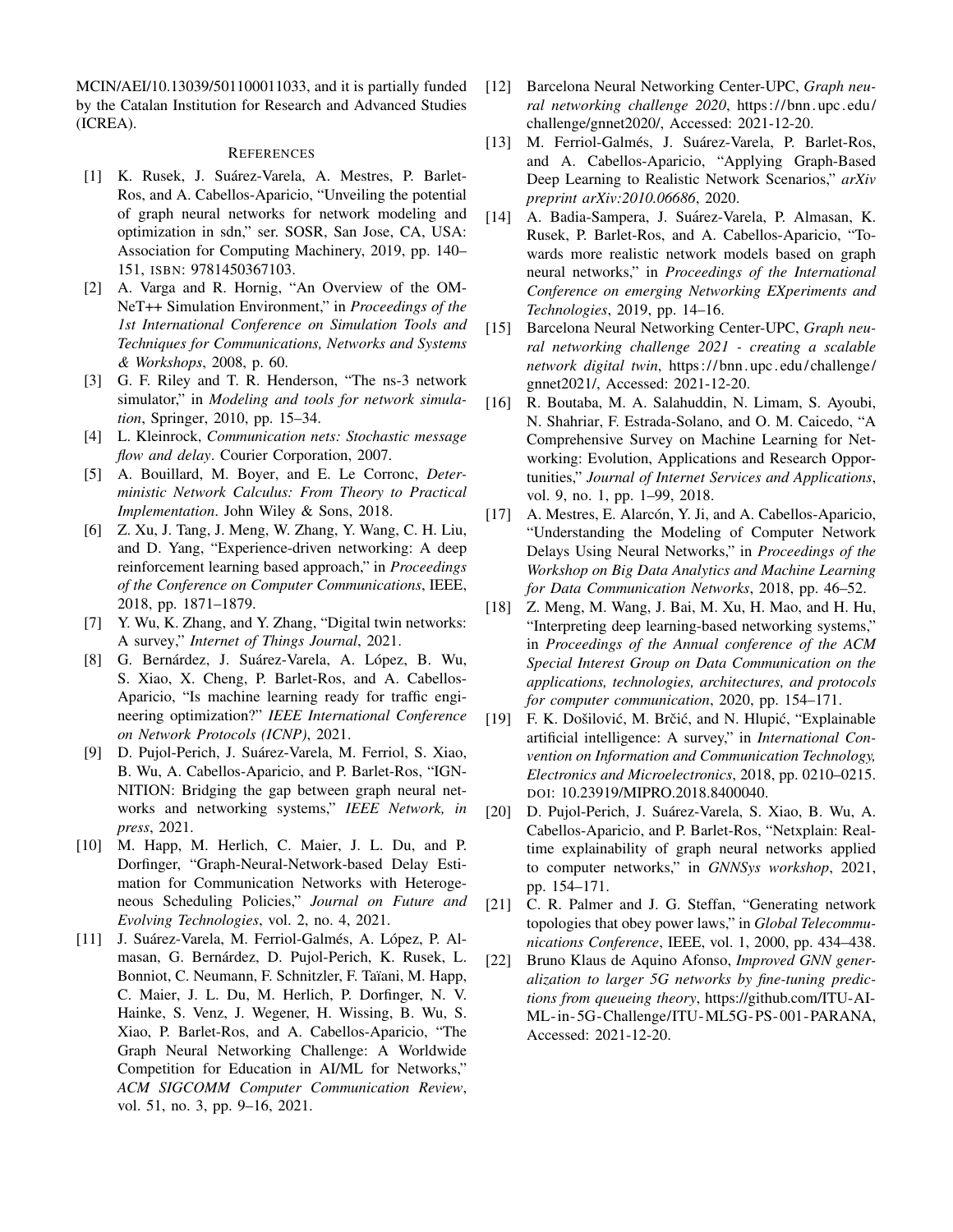MCIN/AEI/10.13039/501100011033, and it is partially funded by the Catalan Institution for Research and Advanced Studies (ICREA).

## References

[1] K. Rusek, J. Suárez-Varela, A. Mestres, P. Barlet-Ros, and A. Cabellos-Aparicio, "Unveiling the potential of graph neural networks for network modeling and optimization in sdn," ser. SOSR, San Jose, CA, USA: Association for Computing Machinery, 2019, pp. 140–151, ISBN: 9781450367103.

[2] A. Varga and R. Hornig, "An Overview of the OMNeT++ Simulation Environment," in *Proceedings of the 1st International Conference on Simulation Tools and Techniques for Communications, Networks and Systems & Workshops*, 2008, p. 60.

[3] G. F. Riley and T. R. Henderson, "The ns-3 network simulator," in *Modeling and tools for network simulation*, Springer, 2010, pp. 15–34.

[4] L. Kleinrock, *Communication nets: Stochastic message flow and delay*. Courier Corporation, 2007.

[5] A. Bouillard, M. Boyer, and E. Le Corronc, *Deterministic Network Calculus: From Theory to Practical Implementation*. John Wiley & Sons, 2018.

[6] Z. Xu, J. Tang, J. Meng, W. Zhang, Y. Wang, C. H. Liu, and D. Yang, "Experience-driven networking: A deep reinforcement learning based approach," in *Proceedings of the Conference on Computer Communications*, IEEE, 2018, pp. 1871–1879.

[7] Y. Wu, K. Zhang, and Y. Zhang, "Digital twin networks: A survey," *Internet of Things Journal*, 2021.

[8] G. Bernárdez, J. Suárez-Varela, A. López, B. Wu, S. Xiao, X. Cheng, P. Barlet-Ros, and A. Cabellos-Aparicio, "Is machine learning ready for traffic engineering optimization?" *IEEE International Conference on Network Protocols (ICNP)*, 2021.

[9] D. Pujol-Perich, J. Suárez-Varela, M. Ferriol, S. Xiao, B. Wu, A. Cabellos-Aparicio, and P. Barlet-Ros, "IGNNITION: Bridging the gap between graph neural networks and networking systems," *IEEE Network, in press*, 2021.

[10] M. Happ, M. Herlich, C. Maier, J. L. Du, and P. Dorfinger, "Graph-Neural-Network-based Delay Estimation for Communication Networks with Heterogeneous Scheduling Policies," *Journal on Future and Evolving Technologies*, vol. 2, no. 4, 2021.

[11] J. Suárez-Varela, M. Ferriol-Galmés, A. López, P. Almasan, G. Bernárdez, D. Pujol-Perich, K. Rusek, L. Bonniot, C. Neumann, F. Schnitzler, F. Taïani, M. Happ, C. Maier, J. L. Du, M. Herlich, P. Dorfinger, N. V. Hainke, S. Venz, J. Wegener, H. Wissing, B. Wu, S. Xiao, P. Barlet-Ros, and A. Cabellos-Aparicio, "The Graph Neural Networking Challenge: A Worldwide Competition for Education in AI/ML for Networks," *ACM SIGCOMM Computer Communication Review*, vol. 51, no. 3, pp. 9–16, 2021.

[12] Barcelona Neural Networking Center-UPC, *Graph neural networking challenge 2020*, https://bnn.upc.edu/challenge/gnnet2020/, Accessed: 2021-12-20.

[13] M. Ferriol-Galmés, J. Suárez-Varela, P. Barlet-Ros, and A. Cabellos-Aparicio, "Applying Graph-Based Deep Learning to Realistic Network Scenarios," *arXiv preprint arXiv:2010.06686*, 2020.

[14] A. Badia-Sampera, J. Suárez-Varela, P. Almasan, K. Rusek, P. Barlet-Ros, and A. Cabellos-Aparicio, "Towards more realistic network models based on graph neural networks," in *Proceedings of the International Conference on emerging Networking EXperiments and Technologies*, 2019, pp. 14–16.

[15] Barcelona Neural Networking Center-UPC, *Graph neural networking challenge 2021 - creating a scalable network digital twin*, https://bnn.upc.edu/challenge/gnnet2021/, Accessed: 2021-12-20.

[16] R. Boutaba, M. A. Salahuddin, N. Limam, S. Ayoubi, N. Shahriar, F. Estrada-Solano, and O. M. Caicedo, "A Comprehensive Survey on Machine Learning for Networking: Evolution, Applications and Research Opportunities," *Journal of Internet Services and Applications*, vol. 9, no. 1, pp. 1–99, 2018.

[17] A. Mestres, E. Alarcón, Y. Ji, and A. Cabellos-Aparicio, "Understanding the Modeling of Computer Network Delays Using Neural Networks," in *Proceedings of the Workshop on Big Data Analytics and Machine Learning for Data Communication Networks*, 2018, pp. 46–52.

[18] Z. Meng, M. Wang, J. Bai, M. Xu, H. Mao, and H. Hu, "Interpreting deep learning-based networking systems," in *Proceedings of the Annual conference of the ACM Special Interest Group on Data Communication on the applications, technologies, architectures, and protocols for computer communication*, 2020, pp. 154–171.

[19] F. K. Došilović, M. Brčić, and N. Hlupić, "Explainable artificial intelligence: A survey," in *International Convention on Information and Communication Technology, Electronics and Microelectronics*, 2018, pp. 0210–0215. DOI: 10.23919/MIPRO.2018.8400040.

[20] D. Pujol-Perich, J. Suárez-Varela, S. Xiao, B. Wu, A. Cabellos-Aparicio, and P. Barlet-Ros, "Netxplain: Real-time explainability of graph neural networks applied to computer networks," in *GNNSys workshop*, 2021, pp. 154–171.

[21] C. R. Palmer and J. G. Steffan, "Generating network topologies that obey power laws," in *Global Telecommunications Conference*, IEEE, vol. 1, 2000, pp. 434–438.

[22] Bruno Klaus de Aquino Afonso, *Improved GNN generalization to larger 5G networks by fine-tuning predictions from queueing theory*, https://github.com/ITU-AI-ML-in-5G-Challenge/ITU-ML5G-PS-001-PARANA, Accessed: 2021-12-20.